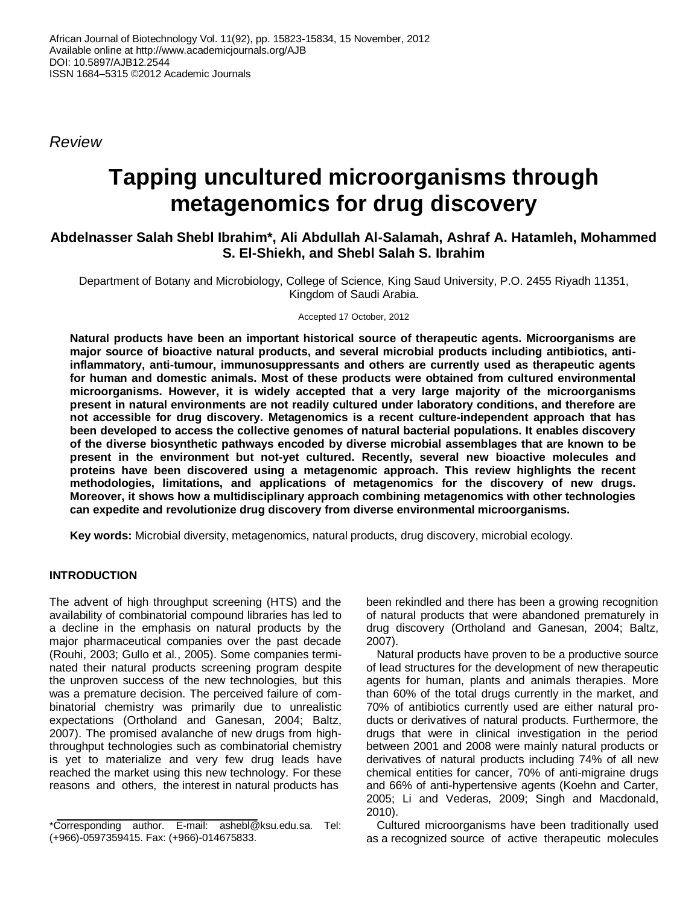*Review*

# Tapping uncultured microorganisms through metagenomics for drug discovery

**Abdelnasser Salah Shebl Ibrahim\*, Ali Abdullah Al-Salamah, Ashraf A. Hatamleh, Mohammed S. El-Shiekh, and Shebl Salah S. Ibrahim**

Department of Botany and Microbiology, College of Science, King Saud University, P.O. 2455 Riyadh 11351, Kingdom of Saudi Arabia.

Accepted 17 October, 2012

**Natural products have been an important historical source of therapeutic agents. Microorganisms are major source of bioactive natural products, and several microbial products including antibiotics, anti-inflammatory, anti-tumour, immunosuppressants and others are currently used as therapeutic agents for human and domestic animals. Most of these products were obtained from cultured environmental microorganisms. However, it is widely accepted that a very large majority of the microorganisms present in natural environments are not readily cultured under laboratory conditions, and therefore are not accessible for drug discovery. Metagenomics is a recent culture-independent approach that has been developed to access the collective genomes of natural bacterial populations. It enables discovery of the diverse biosynthetic pathways encoded by diverse microbial assemblages that are known to be present in the environment but not-yet cultured. Recently, several new bioactive molecules and proteins have been discovered using a metagenomic approach. This review highlights the recent methodologies, limitations, and applications of metagenomics for the discovery of new drugs. Moreover, it shows how a multidisciplinary approach combining metagenomics with other technologies can expedite and revolutionize drug discovery from diverse environmental microorganisms.**

**Key words:** Microbial diversity, metagenomics, natural products, drug discovery, microbial ecology.

## INTRODUCTION

The advent of high throughput screening (HTS) and the availability of combinatorial compound libraries has led to a decline in the emphasis on natural products by the major pharmaceutical companies over the past decade (Rouhi, 2003; Gullo et al., 2005). Some companies terminated their natural products screening program despite the unproven success of the new technologies, but this was a premature decision. The perceived failure of combinatorial chemistry was primarily due to unrealistic expectations (Ortholand and Ganesan, 2004; Baltz, 2007). The promised avalanche of new drugs from high-throughput technologies such as combinatorial chemistry is yet to materialize and very few drug leads have reached the market using this new technology. For these reasons and others, the interest in natural products has been rekindled and there has been a growing recognition of natural products that were abandoned prematurely in drug discovery (Ortholand and Ganesan, 2004; Baltz, 2007).

Natural products have proven to be a productive source of lead structures for the development of new therapeutic agents for human, plants and animals therapies. More than 60% of the total drugs currently in the market, and 70% of antibiotics currently used are either natural products or derivatives of natural products. Furthermore, the drugs that were in clinical investigation in the period between 2001 and 2008 were mainly natural products or derivatives of natural products including 74% of all new chemical entities for cancer, 70% of anti-migraine drugs and 66% of anti-hypertensive agents (Koehn and Carter, 2005; Li and Vederas, 2009; Singh and Macdonald, 2010).

Cultured microorganisms have been traditionally used as a recognized source of active therapeutic molecules

\*Corresponding author. E-mail: ashebl@ksu.edu.sa. Tel: (+966)-0597359415. Fax: (+966)-014675833.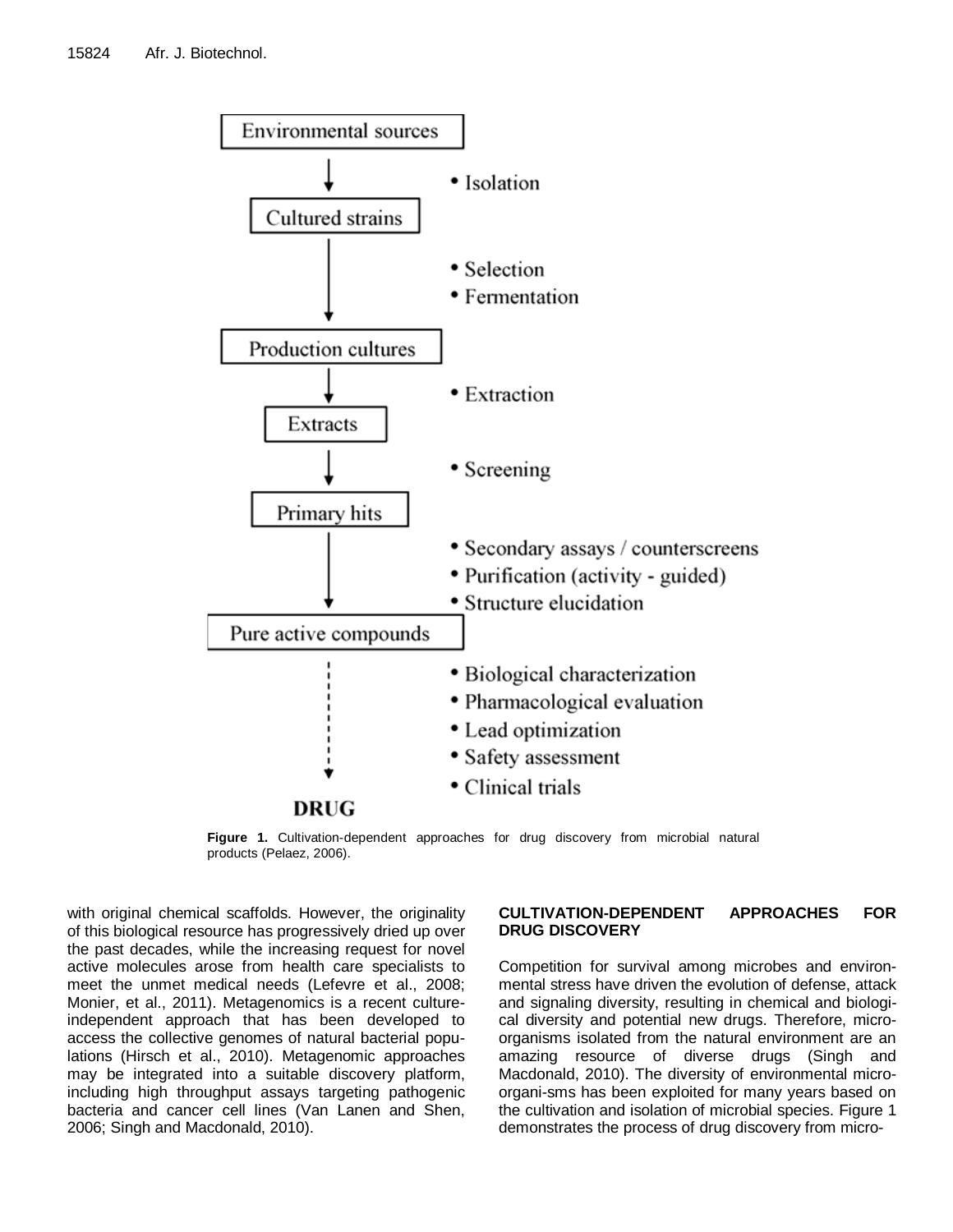Environmental sources

↓ • Isolation

Cultured strains

↓ • Selection
• Fermentation

Production cultures

↓ • Extraction

Extracts

↓ • Screening

Primary hits

↓ • Secondary assays / counterscreens
• Purification (activity - guided)
• Structure elucidation

Pure active compounds

↓ • Biological characterization
• Pharmacological evaluation
• Lead optimization
• Safety assessment
• Clinical trials

**DRUG**

**Figure 1.** Cultivation-dependent approaches for drug discovery from microbial natural products (Pelaez, 2006).

with original chemical scaffolds. However, the originality of this biological resource has progressively dried up over the past decades, while the increasing request for novel active molecules arose from health care specialists to meet the unmet medical needs (Lefevre et al., 2008; Monier, et al., 2011). Metagenomics is a recent culture-independent approach that has been developed to access the collective genomes of natural bacterial populations (Hirsch et al., 2010). Metagenomic approaches may be integrated into a suitable discovery platform, including high throughput assays targeting pathogenic bacteria and cancer cell lines (Van Lanen and Shen, 2006; Singh and Macdonald, 2010).

## CULTIVATION-DEPENDENT APPROACHES FOR DRUG DISCOVERY

Competition for survival among microbes and environmental stress have driven the evolution of defense, attack and signaling diversity, resulting in chemical and biological diversity and potential new drugs. Therefore, microorganisms isolated from the natural environment are an amazing resource of diverse drugs (Singh and Macdonald, 2010). The diversity of environmental micro-organi-sms has been exploited for many years based on the cultivation and isolation of microbial species. Figure 1 demonstrates the process of drug discovery from micro-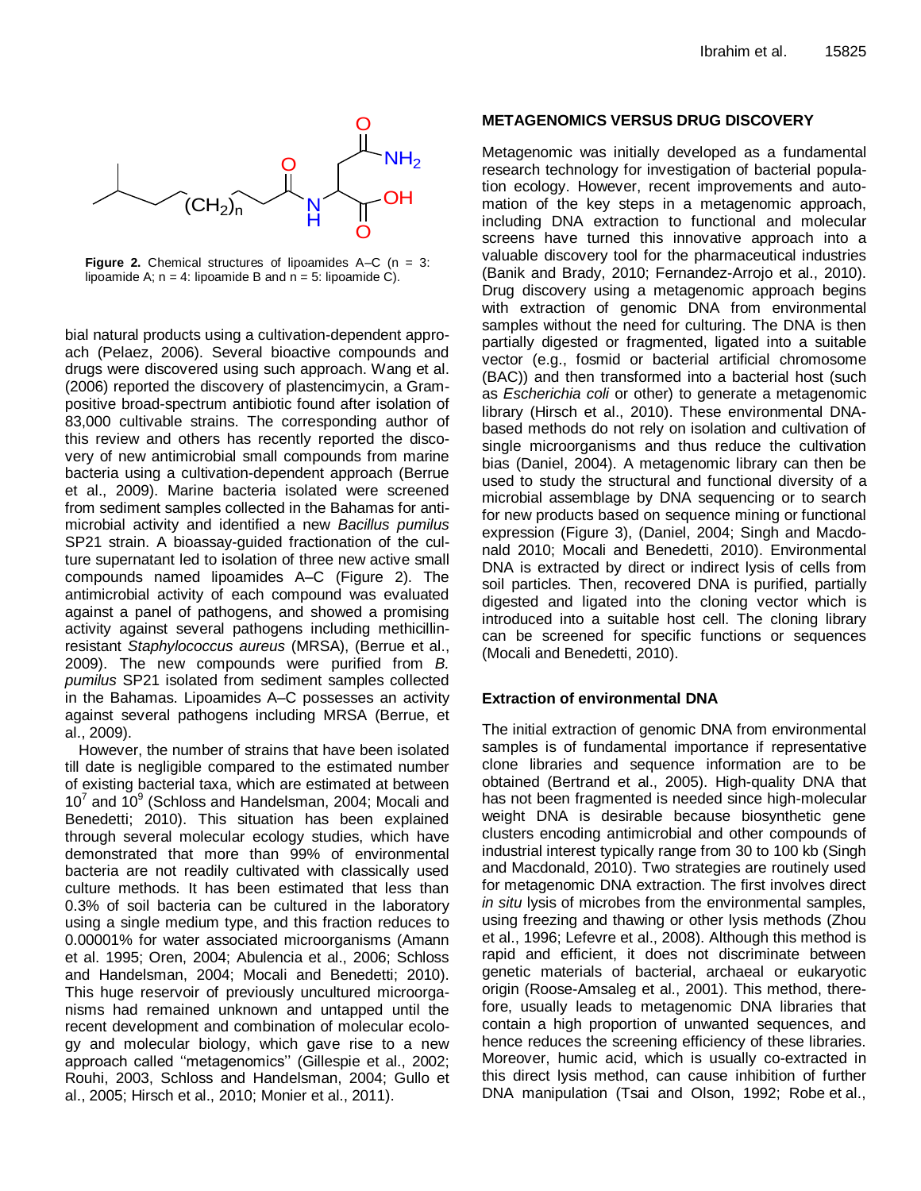**Figure 2.** Chemical structures of lipoamides A–C (n = 3: lipoamide A; n = 4: lipoamide B and n = 5: lipoamide C).

bial natural products using a cultivation-dependent approach (Pelaez, 2006). Several bioactive compounds and drugs were discovered using such approach. Wang et al. (2006) reported the discovery of plastencimycin, a Gram-positive broad-spectrum antibiotic found after isolation of 83,000 cultivable strains. The corresponding author of this review and others has recently reported the discovery of new antimicrobial small compounds from marine bacteria using a cultivation-dependent approach (Berrue et al., 2009). Marine bacteria isolated were screened from sediment samples collected in the Bahamas for antimicrobial activity and identified a new *Bacillus pumilus* SP21 strain. A bioassay-guided fractionation of the culture supernatant led to isolation of three new active small compounds named lipoamides A–C (Figure 2). The antimicrobial activity of each compound was evaluated against a panel of pathogens, and showed a promising activity against several pathogens including methicillin-resistant *Staphylococcus aureus* (MRSA), (Berrue et al., 2009). The new compounds were purified from *B. pumilus* SP21 isolated from sediment samples collected in the Bahamas. Lipoamides A–C possesses an activity against several pathogens including MRSA (Berrue, et al., 2009).

However, the number of strains that have been isolated till date is negligible compared to the estimated number of existing bacterial taxa, which are estimated at between $10^7$ and $10^9$ (Schloss and Handelsman, 2004; Mocali and Benedetti; 2010). This situation has been explained through several molecular ecology studies, which have demonstrated that more than 99% of environmental bacteria are not readily cultivated with classically used culture methods. It has been estimated that less than 0.3% of soil bacteria can be cultured in the laboratory using a single medium type, and this fraction reduces to 0.00001% for water associated microorganisms (Amann et al. 1995; Oren, 2004; Abulencia et al., 2006; Schloss and Handelsman, 2004; Mocali and Benedetti; 2010). This huge reservoir of previously uncultured microorganisms had remained unknown and untapped until the recent development and combination of molecular ecology and molecular biology, which gave rise to a new approach called ''metagenomics'' (Gillespie et al., 2002; Rouhi, 2003, Schloss and Handelsman, 2004; Gullo et al., 2005; Hirsch et al., 2010; Monier et al., 2011).

## METAGENOMICS VERSUS DRUG DISCOVERY

Metagenomic was initially developed as a fundamental research technology for investigation of bacterial population ecology. However, recent improvements and automation of the key steps in a metagenomic approach, including DNA extraction to functional and molecular screens have turned this innovative approach into a valuable discovery tool for the pharmaceutical industries (Banik and Brady, 2010; Fernandez-Arrojo et al., 2010). Drug discovery using a metagenomic approach begins with extraction of genomic DNA from environmental samples without the need for culturing. The DNA is then partially digested or fragmented, ligated into a suitable vector (e.g., fosmid or bacterial artificial chromosome (BAC)) and then transformed into a bacterial host (such as *Escherichia coli* or other) to generate a metagenomic library (Hirsch et al., 2010). These environmental DNA-based methods do not rely on isolation and cultivation of single microorganisms and thus reduce the cultivation bias (Daniel, 2004). A metagenomic library can then be used to study the structural and functional diversity of a microbial assemblage by DNA sequencing or to search for new products based on sequence mining or functional expression (Figure 3), (Daniel, 2004; Singh and Macdonald 2010; Mocali and Benedetti, 2010). Environmental DNA is extracted by direct or indirect lysis of cells from soil particles. Then, recovered DNA is purified, partially digested and ligated into the cloning vector which is introduced into a suitable host cell. The cloning library can be screened for specific functions or sequences (Mocali and Benedetti, 2010).

### Extraction of environmental DNA

The initial extraction of genomic DNA from environmental samples is of fundamental importance if representative clone libraries and sequence information are to be obtained (Bertrand et al., 2005). High-quality DNA that has not been fragmented is needed since high-molecular weight DNA is desirable because biosynthetic gene clusters encoding antimicrobial and other compounds of industrial interest typically range from 30 to 100 kb (Singh and Macdonald, 2010). Two strategies are routinely used for metagenomic DNA extraction. The first involves direct *in situ* lysis of microbes from the environmental samples, using freezing and thawing or other lysis methods (Zhou et al., 1996; Lefevre et al., 2008). Although this method is rapid and efficient, it does not discriminate between genetic materials of bacterial, archaeal or eukaryotic origin (Roose-Amsaleg et al., 2001). This method, therefore, usually leads to metagenomic DNA libraries that contain a high proportion of unwanted sequences, and hence reduces the screening efficiency of these libraries. Moreover, humic acid, which is usually co-extracted in this direct lysis method, can cause inhibition of further DNA manipulation (Tsai and Olson, 1992; Robe et al.,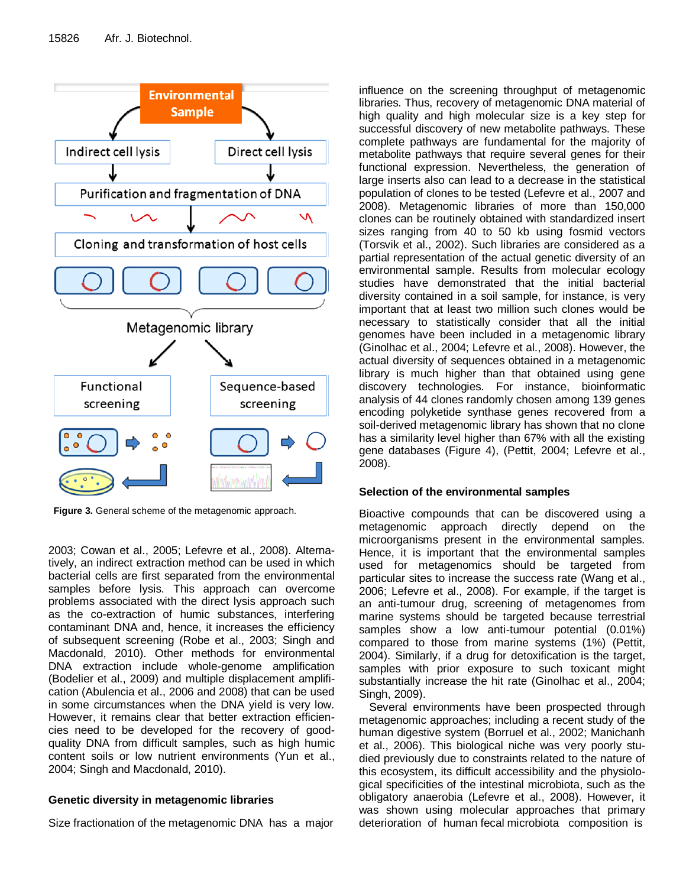Figure 3. General scheme of the metagenomic approach.

2003; Cowan et al., 2005; Lefevre et al., 2008). Alternatively, an indirect extraction method can be used in which bacterial cells are first separated from the environmental samples before lysis. This approach can overcome problems associated with the direct lysis approach such as the co-extraction of humic substances, interfering contaminant DNA and, hence, it increases the efficiency of subsequent screening (Robe et al., 2003; Singh and Macdonald, 2010). Other methods for environmental DNA extraction include whole-genome amplification (Bodelier et al., 2009) and multiple displacement amplification (Abulencia et al., 2006 and 2008) that can be used in some circumstances when the DNA yield is very low. However, it remains clear that better extraction efficiencies need to be developed for the recovery of good-quality DNA from difficult samples, such as high humic content soils or low nutrient environments (Yun et al., 2004; Singh and Macdonald, 2010).

## Genetic diversity in metagenomic libraries

Size fractionation of the metagenomic DNA has a major influence on the screening throughput of metagenomic libraries. Thus, recovery of metagenomic DNA material of high quality and high molecular size is a key step for successful discovery of new metabolite pathways. These complete pathways are fundamental for the majority of metabolite pathways that require several genes for their functional expression. Nevertheless, the generation of large inserts also can lead to a decrease in the statistical population of clones to be tested (Lefevre et al., 2007 and 2008). Metagenomic libraries of more than 150,000 clones can be routinely obtained with standardized insert sizes ranging from 40 to 50 kb using fosmid vectors (Torsvik et al., 2002). Such libraries are considered as a partial representation of the actual genetic diversity of an environmental sample. Results from molecular ecology studies have demonstrated that the initial bacterial diversity contained in a soil sample, for instance, is very important that at least two million such clones would be necessary to statistically consider that all the initial genomes have been included in a metagenomic library (Ginolhac et al., 2004; Lefevre et al., 2008). However, the actual diversity of sequences obtained in a metagenomic library is much higher than that obtained using gene discovery technologies. For instance, bioinformatic analysis of 44 clones randomly chosen among 139 genes encoding polyketide synthase genes recovered from a soil-derived metagenomic library has shown that no clone has a similarity level higher than 67% with all the existing gene databases (Figure 4), (Pettit, 2004; Lefevre et al., 2008).

## Selection of the environmental samples

Bioactive compounds that can be discovered using a metagenomic approach directly depend on the microorganisms present in the environmental samples. Hence, it is important that the environmental samples used for metagenomics should be targeted from particular sites to increase the success rate (Wang et al., 2006; Lefevre et al., 2008). For example, if the target is an anti-tumour drug, screening of metagenomes from marine systems should be targeted because terrestrial samples show a low anti-tumour potential (0.01%) compared to those from marine systems (1%) (Pettit, 2004). Similarly, if a drug for detoxification is the target, samples with prior exposure to such toxicant might substantially increase the hit rate (Ginolhac et al., 2004; Singh, 2009).

Several environments have been prospected through metagenomic approaches; including a recent study of the human digestive system (Borruel et al., 2002; Manichanh et al., 2006). This biological niche was very poorly studied previously due to constraints related to the nature of this ecosystem, its difficult accessibility and the physiological specificities of the intestinal microbiota, such as the obligatory anaerobia (Lefevre et al., 2008). However, it was shown using molecular approaches that primary deterioration of human fecal microbiota composition is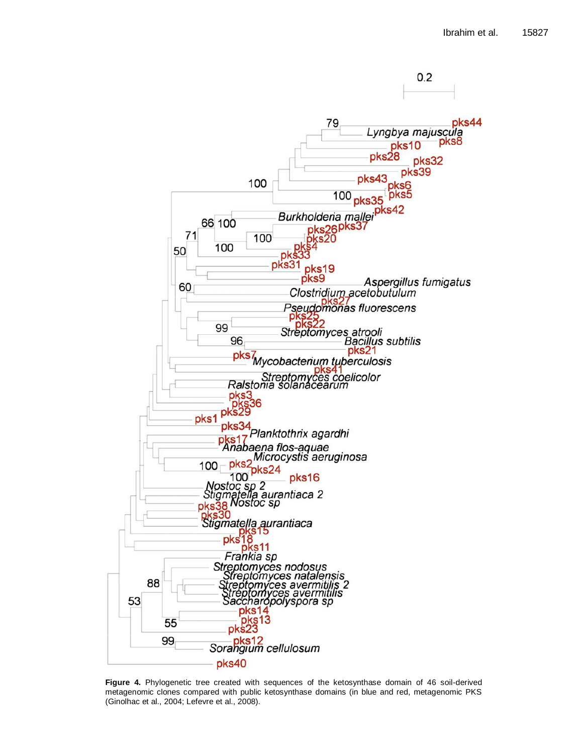**Figure 4.** Phylogenetic tree created with sequences of the ketosynthase domain of 46 soil-derived metagenomic clones compared with public ketosynthase domains (in blue and red, metagenomic PKS (Ginolhac et al., 2004; Lefevre et al., 2008).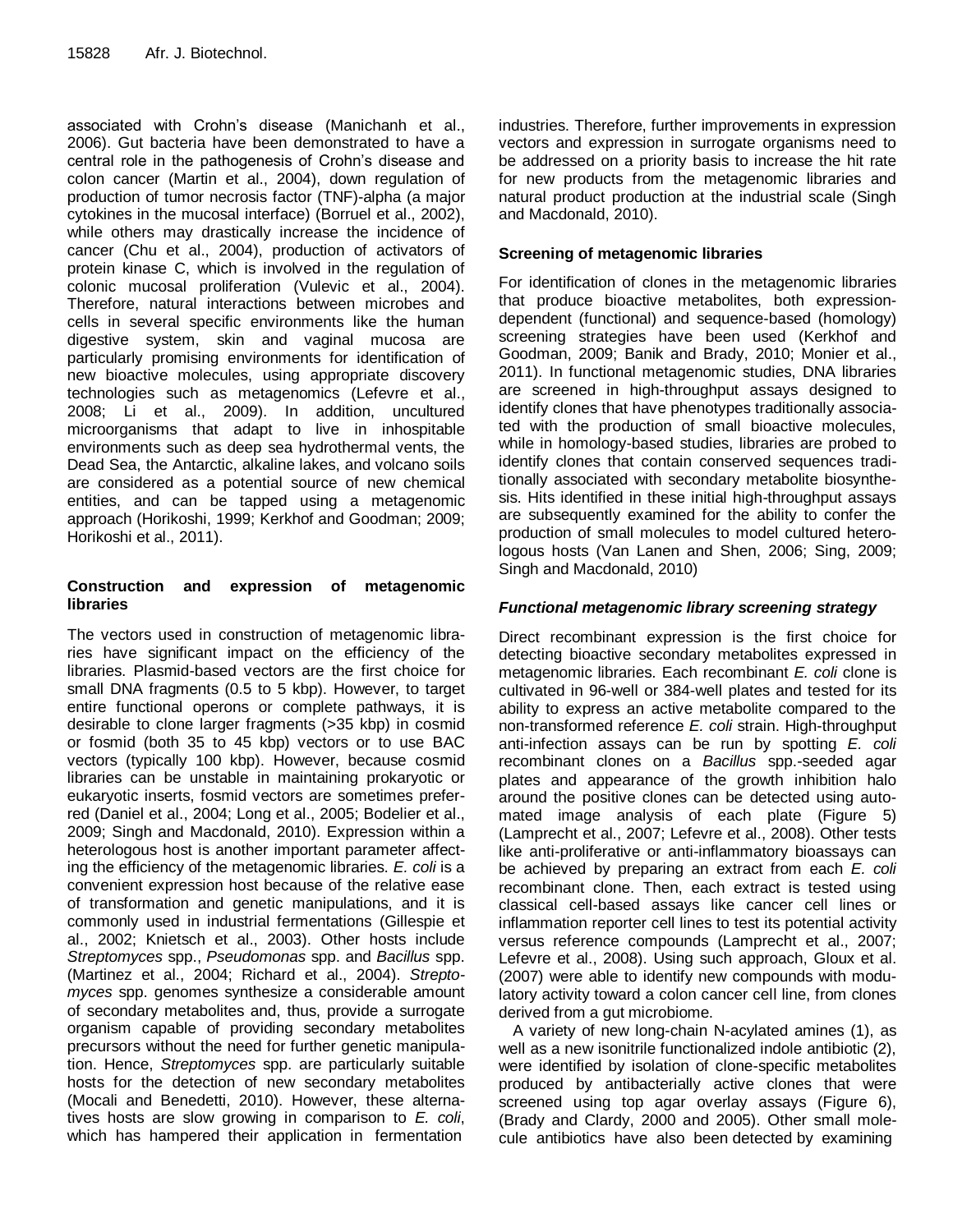associated with Crohn's disease (Manichanh et al., 2006). Gut bacteria have been demonstrated to have a central role in the pathogenesis of Crohn's disease and colon cancer (Martin et al., 2004), down regulation of production of tumor necrosis factor (TNF)-alpha (a major cytokines in the mucosal interface) (Borruel et al., 2002), while others may drastically increase the incidence of cancer (Chu et al., 2004), production of activators of protein kinase C, which is involved in the regulation of colonic mucosal proliferation (Vulevic et al., 2004). Therefore, natural interactions between microbes and cells in several specific environments like the human digestive system, skin and vaginal mucosa are particularly promising environments for identification of new bioactive molecules, using appropriate discovery technologies such as metagenomics (Lefevre et al., 2008; Li et al., 2009). In addition, uncultured microorganisms that adapt to live in inhospitable environments such as deep sea hydrothermal vents, the Dead Sea, the Antarctic, alkaline lakes, and volcano soils are considered as a potential source of new chemical entities, and can be tapped using a metagenomic approach (Horikoshi, 1999; Kerkhof and Goodman; 2009; Horikoshi et al., 2011).

### Construction and expression of metagenomic libraries

The vectors used in construction of metagenomic libraries have significant impact on the efficiency of the libraries. Plasmid-based vectors are the first choice for small DNA fragments (0.5 to 5 kbp). However, to target entire functional operons or complete pathways, it is desirable to clone larger fragments (>35 kbp) in cosmid or fosmid (both 35 to 45 kbp) vectors or to use BAC vectors (typically 100 kbp). However, because cosmid libraries can be unstable in maintaining prokaryotic or eukaryotic inserts, fosmid vectors are sometimes preferred (Daniel et al., 2004; Long et al., 2005; Bodelier et al., 2009; Singh and Macdonald, 2010). Expression within a heterologous host is another important parameter affecting the efficiency of the metagenomic libraries. *E. coli* is a convenient expression host because of the relative ease of transformation and genetic manipulations, and it is commonly used in industrial fermentations (Gillespie et al., 2002; Knietsch et al., 2003). Other hosts include *Streptomyces* spp., *Pseudomonas* spp. and *Bacillus* spp. (Martinez et al., 2004; Richard et al., 2004). *Streptomyces* spp. genomes synthesize a considerable amount of secondary metabolites and, thus, provide a surrogate organism capable of providing secondary metabolites precursors without the need for further genetic manipulation. Hence, *Streptomyces* spp. are particularly suitable hosts for the detection of new secondary metabolites (Mocali and Benedetti, 2010). However, these alternatives hosts are slow growing in comparison to *E. coli*, which has hampered their application in fermentation industries. Therefore, further improvements in expression vectors and expression in surrogate organisms need to be addressed on a priority basis to increase the hit rate for new products from the metagenomic libraries and natural product production at the industrial scale (Singh and Macdonald, 2010).

### Screening of metagenomic libraries

For identification of clones in the metagenomic libraries that produce bioactive metabolites, both expression-dependent (functional) and sequence-based (homology) screening strategies have been used (Kerkhof and Goodman, 2009; Banik and Brady, 2010; Monier et al., 2011). In functional metagenomic studies, DNA libraries are screened in high-throughput assays designed to identify clones that have phenotypes traditionally associated with the production of small bioactive molecules, while in homology-based studies, libraries are probed to identify clones that contain conserved sequences traditionally associated with secondary metabolite biosynthesis. Hits identified in these initial high-throughput assays are subsequently examined for the ability to confer the production of small molecules to model cultured heterologous hosts (Van Lanen and Shen, 2006; Sing, 2009; Singh and Macdonald, 2010)

#### *Functional metagenomic library screening strategy*

Direct recombinant expression is the first choice for detecting bioactive secondary metabolites expressed in metagenomic libraries. Each recombinant *E. coli* clone is cultivated in 96-well or 384-well plates and tested for its ability to express an active metabolite compared to the non-transformed reference *E. coli* strain. High-throughput anti-infection assays can be run by spotting *E. coli* recombinant clones on a *Bacillus* spp.-seeded agar plates and appearance of the growth inhibition halo around the positive clones can be detected using automated image analysis of each plate (Figure 5) (Lamprecht et al., 2007; Lefevre et al., 2008). Other tests like anti-proliferative or anti-inflammatory bioassays can be achieved by preparing an extract from each *E. coli* recombinant clone. Then, each extract is tested using classical cell-based assays like cancer cell lines or inflammation reporter cell lines to test its potential activity versus reference compounds (Lamprecht et al., 2007; Lefevre et al., 2008). Using such approach, Gloux et al. (2007) were able to identify new compounds with modulatory activity toward a colon cancer cell line, from clones derived from a gut microbiome.

A variety of new long-chain N-acylated amines (1), as well as a new isonitrile functionalized indole antibiotic (2), were identified by isolation of clone-specific metabolites produced by antibacterially active clones that were screened using top agar overlay assays (Figure 6), (Brady and Clardy, 2000 and 2005). Other small molecule antibiotics have also been detected by examining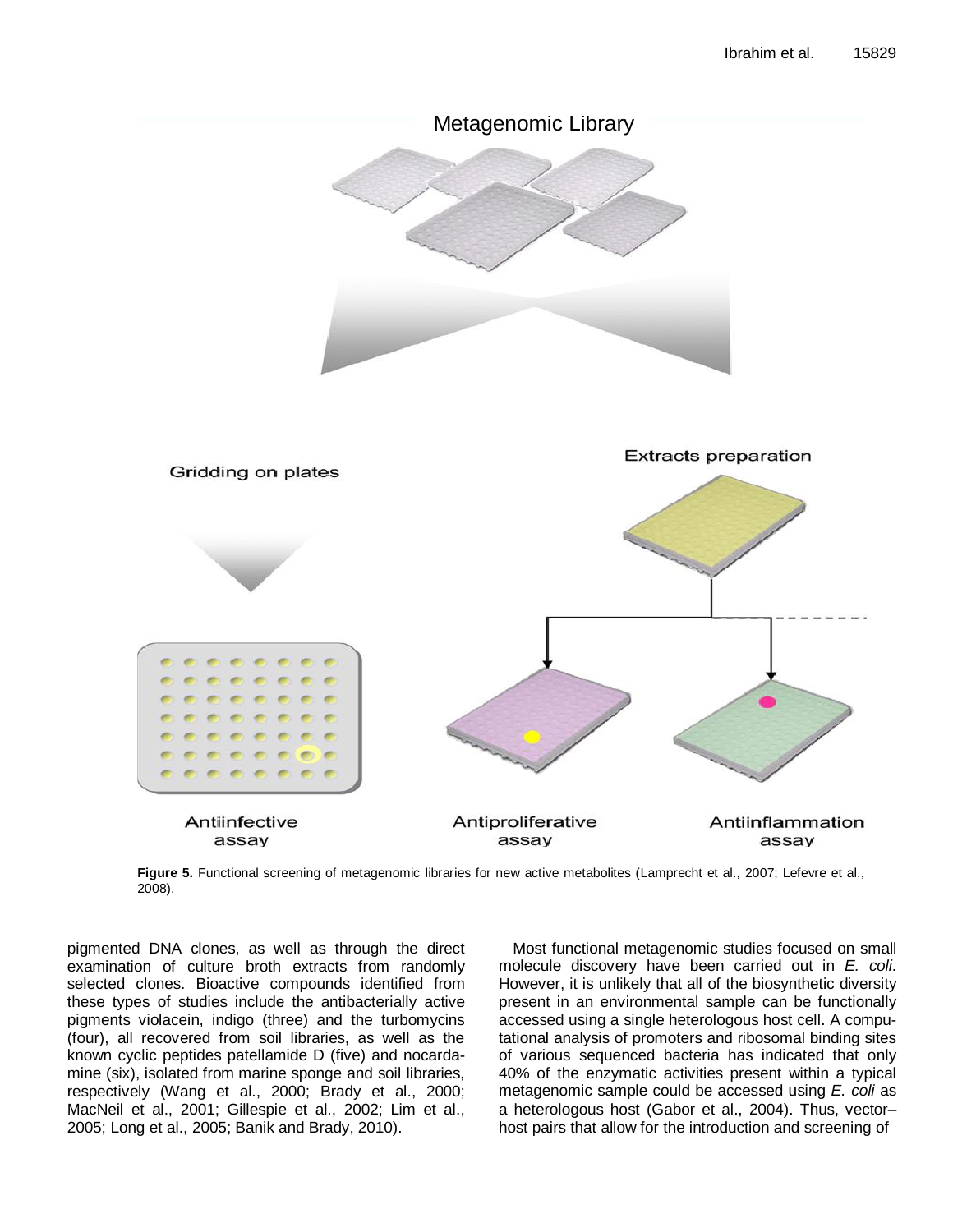Metagenomic Library

Gridding on plates

Extracts preparation

Antiinfective assay

Antiproliferative assay

Antiinflammation assay

**Figure 5.** Functional screening of metagenomic libraries for new active metabolites (Lamprecht et al., 2007; Lefevre et al., 2008).

pigmented DNA clones, as well as through the direct examination of culture broth extracts from randomly selected clones. Bioactive compounds identified from these types of studies include the antibacterially active pigments violacein, indigo (three) and the turbomycins (four), all recovered from soil libraries, as well as the known cyclic peptides patellamide D (five) and nocardamine (six), isolated from marine sponge and soil libraries, respectively (Wang et al., 2000; Brady et al., 2000; MacNeil et al., 2001; Gillespie et al., 2002; Lim et al., 2005; Long et al., 2005; Banik and Brady, 2010).

Most functional metagenomic studies focused on small molecule discovery have been carried out in *E. coli*. However, it is unlikely that all of the biosynthetic diversity present in an environmental sample can be functionally accessed using a single heterologous host cell. A computational analysis of promoters and ribosomal binding sites of various sequenced bacteria has indicated that only 40% of the enzymatic activities present within a typical metagenomic sample could be accessed using *E. coli* as a heterologous host (Gabor et al., 2004). Thus, vector–host pairs that allow for the introduction and screening of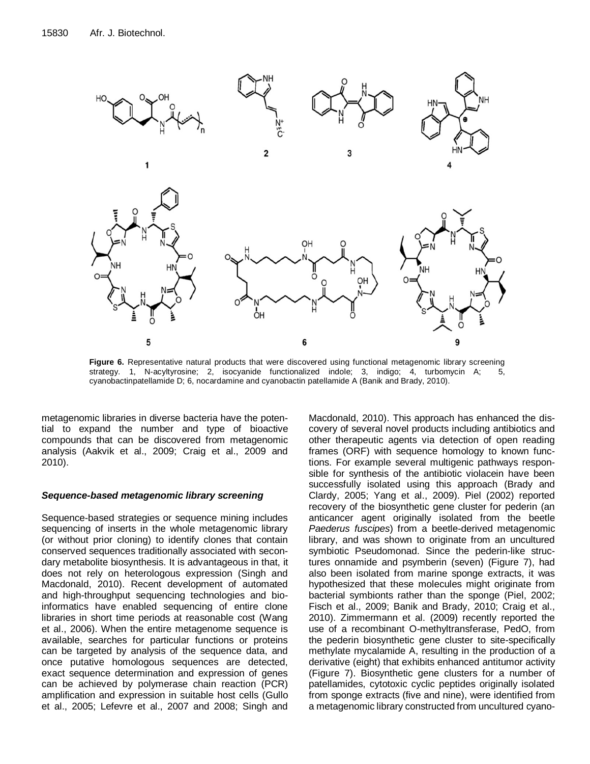**Figure 6.** Representative natural products that were discovered using functional metagenomic library screening strategy. 1, N-acyltyrosine; 2, isocyanide functionalized indole; 3, indigo; 4, turbomycin A; 5, cyanobactinpatellamide D; 6, nocardamine and cyanobactin patellamide A (Banik and Brady, 2010).

metagenomic libraries in diverse bacteria have the potential to expand the number and type of bioactive compounds that can be discovered from metagenomic analysis (Aakvik et al., 2009; Craig et al., 2009 and 2010).

### *Sequence-based metagenomic library screening*

Sequence-based strategies or sequence mining includes sequencing of inserts in the whole metagenomic library (or without prior cloning) to identify clones that contain conserved sequences traditionally associated with secondary metabolite biosynthesis. It is advantageous in that, it does not rely on heterologous expression (Singh and Macdonald, 2010). Recent development of automated and high-throughput sequencing technologies and bioinformatics have enabled sequencing of entire clone libraries in short time periods at reasonable cost (Wang et al., 2006). When the entire metagenome sequence is available, searches for particular functions or proteins can be targeted by analysis of the sequence data, and once putative homologous sequences are detected, exact sequence determination and expression of genes can be achieved by polymerase chain reaction (PCR) amplification and expression in suitable host cells (Gullo et al., 2005; Lefevre et al., 2007 and 2008; Singh and Macdonald, 2010). This approach has enhanced the discovery of several novel products including antibiotics and other therapeutic agents via detection of open reading frames (ORF) with sequence homology to known functions. For example several multigenic pathways responsible for synthesis of the antibiotic violacein have been successfully isolated using this approach (Brady and Clardy, 2005; Yang et al., 2009). Piel (2002) reported recovery of the biosynthetic gene cluster for pederin (an anticancer agent originally isolated from the beetle *Paederus fuscipes*) from a beetle-derived metagenomic library, and was shown to originate from an uncultured symbiotic Pseudomonad. Since the pederin-like structures onnamide and psymberin (seven) (Figure 7), had also been isolated from marine sponge extracts, it was hypothesized that these molecules might originate from bacterial symbionts rather than the sponge (Piel, 2002; Fisch et al., 2009; Banik and Brady, 2010; Craig et al., 2010). Zimmermann et al. (2009) recently reported the use of a recombinant O-methyltransferase, PedO, from the pederin biosynthetic gene cluster to site-specifically methylate mycalamide A, resulting in the production of a derivative (eight) that exhibits enhanced antitumor activity (Figure 7). Biosynthetic gene clusters for a number of patellamides, cytotoxic cyclic peptides originally isolated from sponge extracts (five and nine), were identified from a metagenomic library constructed from uncultured cyano-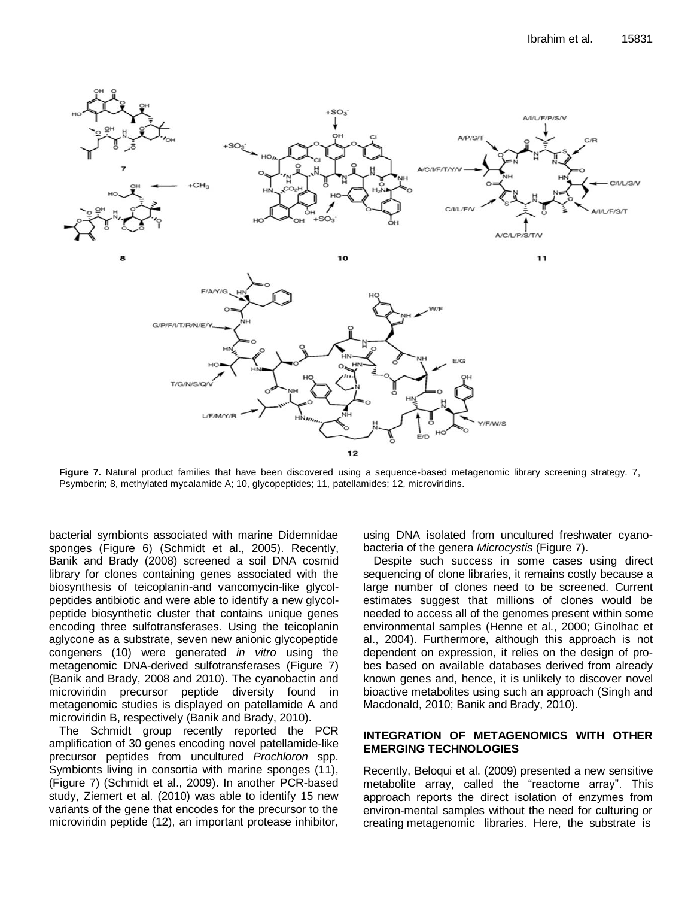**Figure 7.** Natural product families that have been discovered using a sequence-based metagenomic library screening strategy. 7, Psymberin; 8, methylated mycalamide A; 10, glycopeptides; 11, patellamides; 12, microviridins.

bacterial symbionts associated with marine Didemnidae sponges (Figure 6) (Schmidt et al., 2005). Recently, Banik and Brady (2008) screened a soil DNA cosmid library for clones containing genes associated with the biosynthesis of teicoplanin-and vancomycin-like glycol-peptides antibiotic and were able to identify a new glycol-peptide biosynthetic cluster that contains unique genes encoding three sulfotransferases. Using the teicoplanin aglycone as a substrate, seven new anionic glycopeptide congeners (10) were generated *in vitro* using the metagenomic DNA-derived sulfotransferases (Figure 7) (Banik and Brady, 2008 and 2010). The cyanobactin and microviridin precursor peptide diversity found in metagenomic studies is displayed on patellamide A and microviridin B, respectively (Banik and Brady, 2010).

The Schmidt group recently reported the PCR amplification of 30 genes encoding novel patellamide-like precursor peptides from uncultured *Prochloron* spp. Symbionts living in consortia with marine sponges (11), (Figure 7) (Schmidt et al., 2009). In another PCR-based study, Ziemert et al. (2010) was able to identify 15 new variants of the gene that encodes for the precursor to the microviridin peptide (12), an important protease inhibitor, using DNA isolated from uncultured freshwater cyano-bacteria of the genera *Microcystis* (Figure 7).

Despite such success in some cases using direct sequencing of clone libraries, it remains costly because a large number of clones need to be screened. Current estimates suggest that millions of clones would be needed to access all of the genomes present within some environmental samples (Henne et al., 2000; Ginolhac et al., 2004). Furthermore, although this approach is not dependent on expression, it relies on the design of pro-bes based on available databases derived from already known genes and, hence, it is unlikely to discover novel bioactive metabolites using such an approach (Singh and Macdonald, 2010; Banik and Brady, 2010).

## INTEGRATION OF METAGENOMICS WITH OTHER EMERGING TECHNOLOGIES

Recently, Beloqui et al. (2009) presented a new sensitive metabolite array, called the "reactome array". This approach reports the direct isolation of enzymes from environ-mental samples without the need for culturing or creating metagenomic libraries. Here, the substrate is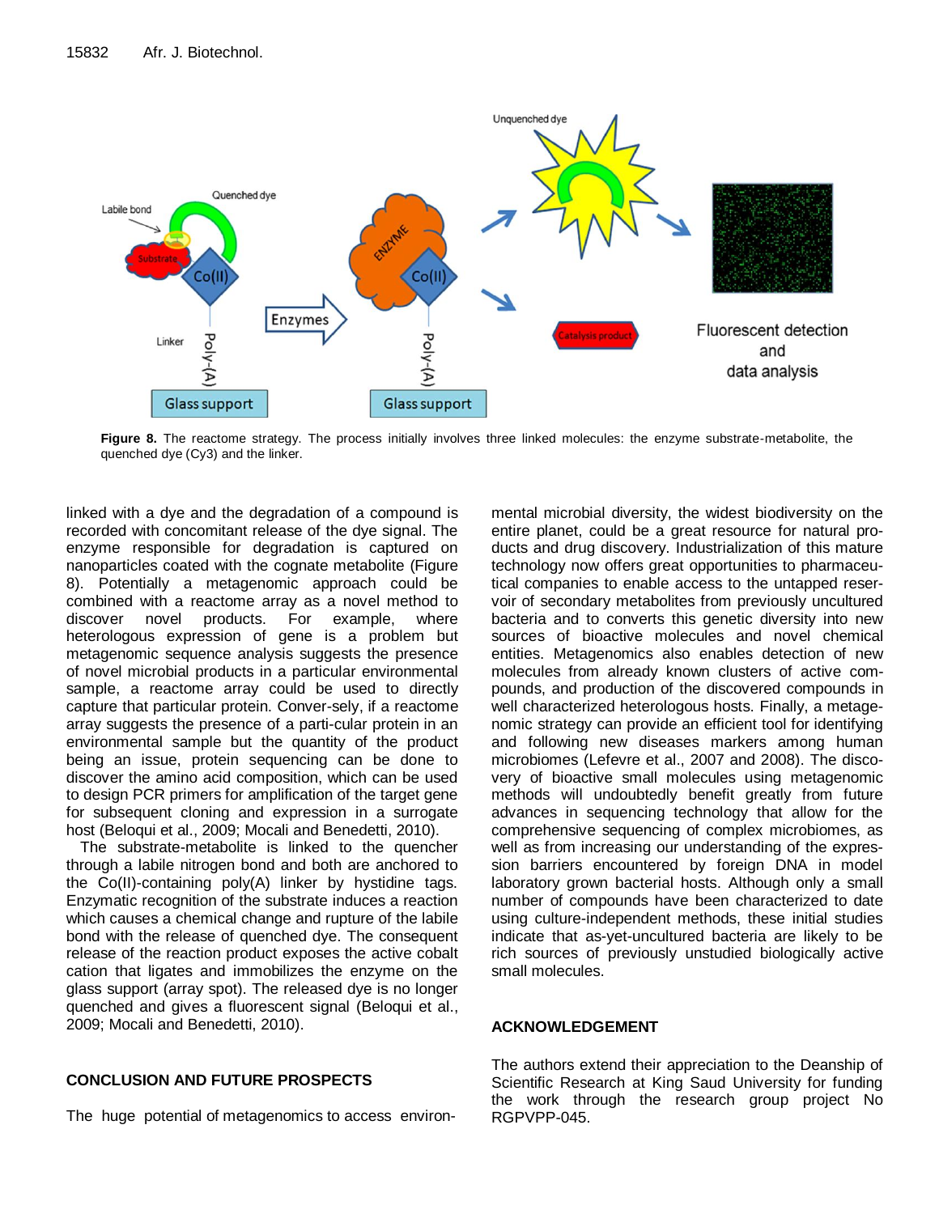**Figure 8.** The reactome strategy. The process initially involves three linked molecules: the enzyme substrate-metabolite, the quenched dye (Cy3) and the linker.

linked with a dye and the degradation of a compound is recorded with concomitant release of the dye signal. The enzyme responsible for degradation is captured on nanoparticles coated with the cognate metabolite (Figure 8). Potentially a metagenomic approach could be combined with a reactome array as a novel method to discover novel products. For example, where heterologous expression of gene is a problem but metagenomic sequence analysis suggests the presence of novel microbial products in a particular environmental sample, a reactome array could be used to directly capture that particular protein. Conver-sely, if a reactome array suggests the presence of a parti-cular protein in an environmental sample but the quantity of the product being an issue, protein sequencing can be done to discover the amino acid composition, which can be used to design PCR primers for amplification of the target gene for subsequent cloning and expression in a surrogate host (Beloqui et al., 2009; Mocali and Benedetti, 2010).

The substrate-metabolite is linked to the quencher through a labile nitrogen bond and both are anchored to the Co(II)-containing poly(A) linker by hystidine tags. Enzymatic recognition of the substrate induces a reaction which causes a chemical change and rupture of the labile bond with the release of quenched dye. The consequent release of the reaction product exposes the active cobalt cation that ligates and immobilizes the enzyme on the glass support (array spot). The released dye is no longer quenched and gives a fluorescent signal (Beloqui et al., 2009; Mocali and Benedetti, 2010).

## CONCLUSION AND FUTURE PROSPECTS

The huge potential of metagenomics to access environmental microbial diversity, the widest biodiversity on the entire planet, could be a great resource for natural products and drug discovery. Industrialization of this mature technology now offers great opportunities to pharmaceutical companies to enable access to the untapped reservoir of secondary metabolites from previously uncultured bacteria and to converts this genetic diversity into new sources of bioactive molecules and novel chemical entities. Metagenomics also enables detection of new molecules from already known clusters of active compounds, and production of the discovered compounds in well characterized heterologous hosts. Finally, a metagenomic strategy can provide an efficient tool for identifying and following new diseases markers among human microbiomes (Lefevre et al., 2007 and 2008). The discovery of bioactive small molecules using metagenomic methods will undoubtedly benefit greatly from future advances in sequencing technology that allow for the comprehensive sequencing of complex microbiomes, as well as from increasing our understanding of the expression barriers encountered by foreign DNA in model laboratory grown bacterial hosts. Although only a small number of compounds have been characterized to date using culture-independent methods, these initial studies indicate that as-yet-uncultured bacteria are likely to be rich sources of previously unstudied biologically active small molecules.

## ACKNOWLEDGEMENT

The authors extend their appreciation to the Deanship of Scientific Research at King Saud University for funding the work through the research group project No RGPVPP-045.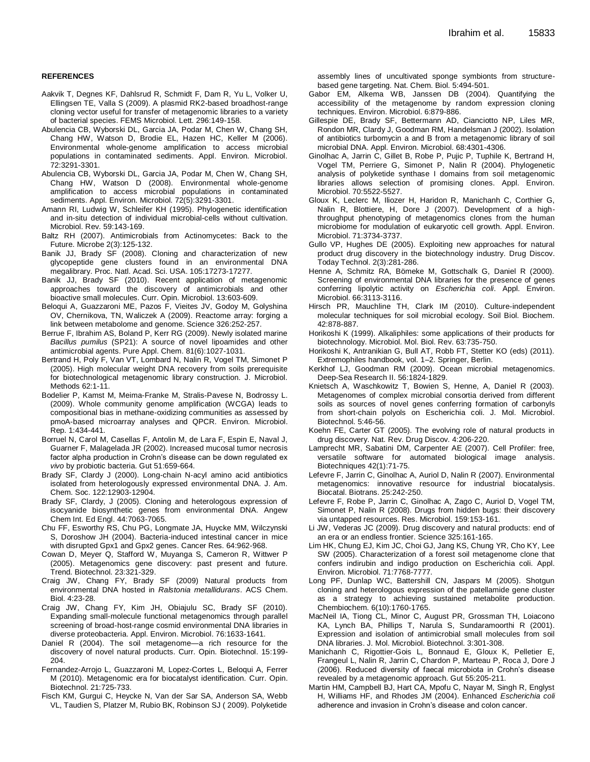**REFERENCES**

Aakvik T, Degnes KF, Dahlsrud R, Schmidt F, Dam R, Yu L, Volker U, Ellingsen TE, Valla S (2009). A plasmid RK2-based broadhost-range cloning vector useful for transfer of metagenomic libraries to a variety of bacterial species. FEMS Microbiol. Lett. 296:149-158.

Abulencia CB, Wyborski DL, Garcia JA, Podar M, Chen W, Chang SH, Chang HW, Watson D, Brodie EL, Hazen HC, Keller M (2006). Environmental whole-genome amplification to access microbial populations in contaminated sediments. Appl. Environ. Microbiol. 72:3291-3301.

Abulencia CB, Wyborski DL, Garcia JA, Podar M, Chen W, Chang SH, Chang HW, Watson D (2008). Environmental whole-genome amplification to access microbial populations in contaminated sediments. Appl. Environ. Microbiol. 72(5):3291-3301.

Amann RI, Ludwig W, Schleifer KH (1995). Phylogenetic identification and in-situ detection of individual microbial-cells without cultivation. Microbiol. Rev. 59:143-169.

Baltz RH (2007). Antimicrobials from Actinomycetes: Back to the Future. Microbe 2(3):125-132.

Banik JJ, Brady SF (2008). Cloning and characterization of new glycopeptide gene clusters found in an environmental DNA megalibrary. Proc. Natl. Acad. Sci. USA. 105:17273-17277.

Banik JJ, Brady SF (2010). Recent application of metagenomic approaches toward the discovery of antimicrobials and other bioactive small molecules. Curr. Opin. Microbiol. 13:603-609.

Beloqui A, Guazzaroni ME, Pazos F, Vieites JV, Godoy M, Golyshina OV, Chernikova, TN, Waliczek A (2009). Reactome array: forging a link between metabolome and genome. Science 326:252-257.

Berrue F, Ibrahim AS, Boland P, Kerr RG (2009). Newly isolated marine *Bacillus pumilus* (SP21): A source of novel lipoamides and other antimicrobial agents. Pure Appl. Chem. 81(6):1027-1031.

Bertrand H, Poly F, Van VT, Lombard N, Nalin R, Vogel TM, Simonet P (2005). High molecular weight DNA recovery from soils prerequisite for biotechnological metagenomic library construction. J. Microbiol. Methods 62:1-11.

Bodelier P, Kamst M, Meima-Franke M, Stralis-Pavese N, Bodrossy L. (2009). Whole community genome amplification (WCGA) leads to compositional bias in methane-oxidizing communities as assessed by pmoA-based microarray analyses and QPCR. Environ. Microbiol. Rep. 1:434-441.

Borruel N, Carol M, Casellas F, Antolin M, de Lara F, Espin E, Naval J, Guarner F, Malagelada JR (2002). Increased mucosal tumor necrosis factor alpha production in Crohn's disease can be down regulated ex *vivo* by probiotic bacteria. Gut 51:659-664.

Brady SF, Clardy J (2000). Long-chain N-acyl amino acid antibiotics isolated from heterologously expressed environmental DNA. J. Am. Chem. Soc. 122:12903-12904.

Brady SF, Clardy, J (2005). Cloning and heterologous expression of isocyanide biosynthetic genes from environmental DNA. Angew Chem Int. Ed Engl. 44:7063-7065.

Chu FF, Esworthy RS, Chu PG, Longmate JA, Huycke MM, Wilczynski S, Doroshow JH (2004). Bacteria-induced intestinal cancer in mice with disrupted Gpx1 and Gpx2 genes. Cancer Res. 64:962-968.

Cowan D, Meyer Q, Stafford W, Muyanga S, Cameron R, Wittwer P (2005). Metagenomics gene discovery: past present and future. Trend. Biotechnol. 23:321-329.

Craig JW, Chang FY, Brady SF (2009) Natural products from environmental DNA hosted in *Ralstonia metallidurans*. ACS Chem. Biol. 4:23-28.

Craig JW, Chang FY, Kim JH, Obiajulu SC, Brady SF (2010). Expanding small-molecule functional metagenomics through parallel screening of broad-host-range cosmid environmental DNA libraries in diverse proteobacteria. Appl. Environ. Microbiol. 76:1633-1641.

Daniel R (2004). The soil metagenome—a rich resource for the discovery of novel natural products. Curr. Opin. Biotechnol. 15:199-204.

Fernandez-Arrojo L, Guazzaroni M, Lopez-Cortes L, Beloqui A, Ferrer M (2010). Metagenomic era for biocatalyst identification. Curr. Opin. Biotechnol. 21:725-733.

Fisch KM, Gurgui C, Heycke N, Van der Sar SA, Anderson SA, Webb VL, Taudien S, Platzer M, Rubio BK, Robinson SJ ( 2009). Polyketide assembly lines of uncultivated sponge symbionts from structure-based gene targeting. Nat. Chem. Biol. 5:494-501.

Gabor EM, Alkema WB, Janssen DB (2004). Quantifying the accessibility of the metagenome by random expression cloning techniques. Environ. Microbiol. 6:879-886.

Gillespie DE, Brady SF, Bettermann AD, Cianciotto NP, Liles MR, Rondon MR, Clardy J, Goodman RM, Handelsman J (2002). Isolation of antibiotics turbomycin a and B from a metagenomic library of soil microbial DNA. Appl. Environ. Microbiol. 68:4301-4306.

Ginolhac A, Jarrin C, Gillet B, Robe P, Pujic P, Tuphile K, Bertrand H, Vogel TM, Perriere G, Simonet P, Nalin R (2004). Phylogenetic analysis of polyketide synthase I domains from soil metagenomic libraries allows selection of promising clones. Appl. Environ. Microbiol. 70:5522-5527.

Gloux K, Leclerc M, Iliozer H, Haridon R, Manichanh C, Corthier G, Nalin R, Blottiere, H, Dore J (2007). Development of a high-throughput phenotyping of metagenomics clones from the human microbiome for modulation of eukaryotic cell growth. Appl. Environ. Microbiol. 71:3734-3737.

Gullo VP, Hughes DE (2005). Exploiting new approaches for natural product drug discovery in the biotechnology industry. Drug Discov. Today Technol. 2(3):281-286.

Henne A, Schmitz RA, Bömeke M, Gottschalk G, Daniel R (2000). Screening of environmental DNA libraries for the presence of genes conferring lipolytic activity on *Escherichia coli*. Appl. Environ. Microbiol. 66:3113-3116.

Hirsch PR, Mauchline TH, Clark IM (2010). Culture-independent molecular techniques for soil microbial ecology. Soil Biol. Biochem. 42:878-887.

Horikoshi K (1999). Alkaliphiles: some applications of their products for biotechnology. Microbiol. Mol. Biol. Rev. 63:735-750.

Horikoshi K, Antranikian G, Bull AT, Robb FT, Stetter KO (eds) (2011). Extremophiles handbook, vol. 1–2. Springer, Berlin.

Kerkhof LJ, Goodman RM (2009). Ocean microbial metagenomics. Deep-Sea Research II. 56:1824-1829.

Knietsch A, Waschkowitz T, Bowien S, Henne, A, Daniel R (2003). Metagenomes of complex microbial consortia derived from different soils as sources of novel genes conferring formation of carbonyls from short-chain polyols on Escherichia coli. J. Mol. Microbiol. Biotechnol. 5:46-56.

Koehn FE, Carter GT (2005). The evolving role of natural products in drug discovery. Nat. Rev. Drug Discov. 4:206-220.

Lamprecht MR, Sabatini DM, Carpenter AE (2007). Cell Profiler: free, versatile software for automated biological image analysis. Biotechniques 42(1):71-75.

Lefevre F, Jarrin C, Ginolhac A, Auriol D, Nalin R (2007). Environmental metagenomics: innovative resource for industrial biocatalysis. Biocatal. Biotrans. 25:242-250.

Lefevre F, Robe P, Jarrin C, Ginolhac A, Zago C, Auriol D, Vogel TM, Simonet P, Nalin R (2008). Drugs from hidden bugs: their discovery via untapped resources. Res. Microbiol. 159:153-161.

Li JW, Vederas JC (2009). Drug discovery and natural products: end of an era or an endless frontier. Science 325:161-165.

Lim HK, Chung EJ, Kim JC, Choi GJ, Jang KS, Chung YR, Cho KY, Lee SW (2005). Characterization of a forest soil metagenome clone that confers indirubin and indigo production on Escherichia coli. Appl. Environ. Microbiol. 71:7768-7777.

Long PF, Dunlap WC, Battershill CN, Jaspars M (2005). Shotgun cloning and heterologous expression of the patellamide gene cluster as a strategy to achieving sustained metabolite production. Chembiochem. 6(10):1760-1765.

MacNeil IA, Tiong CL, Minor C, August PR, Grossman TH, Loiacono KA, Lynch BA, Phillips T, Narula S, Sundaramoorthi R (2001). Expression and isolation of antimicrobial small molecules from soil DNA libraries. J. Mol. Microbiol. Biotechnol. 3:301-308.

Manichanh C, Rigottier-Gois L, Bonnaud E, Gloux K, Pelletier E, Frangeul L, Nalin R, Jarrin C, Chardon P, Marteau P, Roca J, Dore J (2006). Reduced diversity of faecal microbiota in Crohn's disease revealed by a metagenomic approach. Gut 55:205-211.

Martin HM, Campbell BJ, Hart CA, Mpofu C, Nayar M, Singh R, Englyst H, Williams HF, and Rhodes JM (2004). Enhanced *Escherichia coli* adherence and invasion in Crohn's disease and colon cancer.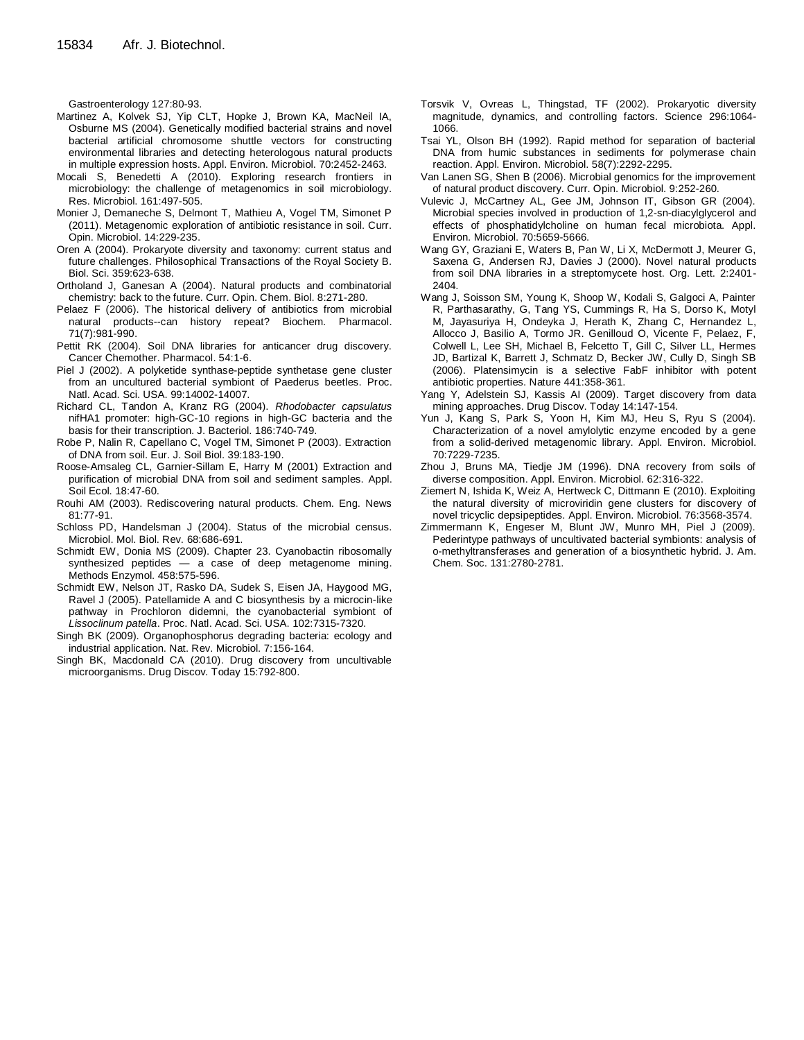Gastroenterology 127:80-93.

Martinez A, Kolvek SJ, Yip CLT, Hopke J, Brown KA, MacNeil IA, Osburne MS (2004). Genetically modified bacterial strains and novel bacterial artificial chromosome shuttle vectors for constructing environmental libraries and detecting heterologous natural products in multiple expression hosts. Appl. Environ. Microbiol. 70:2452-2463.

Mocali S, Benedetti A (2010). Exploring research frontiers in microbiology: the challenge of metagenomics in soil microbiology. Res. Microbiol. 161:497-505.

Monier J, Demaneche S, Delmont T, Mathieu A, Vogel TM, Simonet P (2011). Metagenomic exploration of antibiotic resistance in soil. Curr. Opin. Microbiol. 14:229-235.

Oren A (2004). Prokaryote diversity and taxonomy: current status and future challenges. Philosophical Transactions of the Royal Society B. Biol. Sci. 359:623-638.

Ortholand J, Ganesan A (2004). Natural products and combinatorial chemistry: back to the future. Curr. Opin. Chem. Biol. 8:271-280.

Pelaez F (2006). The historical delivery of antibiotics from microbial natural products--can history repeat? Biochem. Pharmacol. 71(7):981-990.

Pettit RK (2004). Soil DNA libraries for anticancer drug discovery. Cancer Chemother. Pharmacol. 54:1-6.

Piel J (2002). A polyketide synthase-peptide synthetase gene cluster from an uncultured bacterial symbiont of Paederus beetles. Proc. Natl. Acad. Sci. USA. 99:14002-14007.

Richard CL, Tandon A, Kranz RG (2004). *Rhodobacter capsulatus* nifHA1 promoter: high-GC-10 regions in high-GC bacteria and the basis for their transcription. J. Bacteriol. 186:740-749.

Robe P, Nalin R, Capellano C, Vogel TM, Simonet P (2003). Extraction of DNA from soil. Eur. J. Soil Biol. 39:183-190.

Roose-Amsaleg CL, Garnier-Sillam E, Harry M (2001) Extraction and purification of microbial DNA from soil and sediment samples. Appl. Soil Ecol. 18:47-60.

Rouhi AM (2003). Rediscovering natural products. Chem. Eng. News 81:77-91.

Schloss PD, Handelsman J (2004). Status of the microbial census. Microbiol. Mol. Biol. Rev. 68:686-691.

Schmidt EW, Donia MS (2009). Chapter 23. Cyanobactin ribosomally synthesized peptides — a case of deep metagenome mining. Methods Enzymol. 458:575-596.

Schmidt EW, Nelson JT, Rasko DA, Sudek S, Eisen JA, Haygood MG, Ravel J (2005). Patellamide A and C biosynthesis by a microcin-like pathway in Prochloron didemni, the cyanobacterial symbiont of *Lissoclinum patella*. Proc. Natl. Acad. Sci. USA. 102:7315-7320.

Singh BK (2009). Organophosphorus degrading bacteria: ecology and industrial application. Nat. Rev. Microbiol. 7:156-164.

Singh BK, Macdonald CA (2010). Drug discovery from uncultivable microorganisms. Drug Discov. Today 15:792-800.

Torsvik V, Ovreas L, Thingstad, TF (2002). Prokaryotic diversity magnitude, dynamics, and controlling factors. Science 296:1064-1066.

Tsai YL, Olson BH (1992). Rapid method for separation of bacterial DNA from humic substances in sediments for polymerase chain reaction. Appl. Environ. Microbiol. 58(7):2292-2295.

Van Lanen SG, Shen B (2006). Microbial genomics for the improvement of natural product discovery. Curr. Opin. Microbiol. 9:252-260.

Vulevic J, McCartney AL, Gee JM, Johnson IT, Gibson GR (2004). Microbial species involved in production of 1,2-sn-diacylglycerol and effects of phosphatidylcholine on human fecal microbiota. Appl. Environ. Microbiol. 70:5659-5666.

Wang GY, Graziani E, Waters B, Pan W, Li X, McDermott J, Meurer G, Saxena G, Andersen RJ, Davies J (2000). Novel natural products from soil DNA libraries in a streptomycete host. Org. Lett. 2:2401-2404.

Wang J, Soisson SM, Young K, Shoop W, Kodali S, Galgoci A, Painter R, Parthasarathy, G, Tang YS, Cummings R, Ha S, Dorso K, Motyl M, Jayasuriya H, Ondeyka J, Herath K, Zhang C, Hernandez L, Allocco J, Basilio A, Tormo JR. Genilloud O, Vicente F, Pelaez, F, Colwell L, Lee SH, Michael B, Felcetto T, Gill C, Silver LL, Hermes JD, Bartizal K, Barrett J, Schmatz D, Becker JW, Cully D, Singh SB (2006). Platensimycin is a selective FabF inhibitor with potent antibiotic properties. Nature 441:358-361.

Yang Y, Adelstein SJ, Kassis AI (2009). Target discovery from data mining approaches. Drug Discov. Today 14:147-154.

Yun J, Kang S, Park S, Yoon H, Kim MJ, Heu S, Ryu S (2004). Characterization of a novel amylolytic enzyme encoded by a gene from a solid-derived metagenomic library. Appl. Environ. Microbiol. 70:7229-7235.

Zhou J, Bruns MA, Tiedje JM (1996). DNA recovery from soils of diverse composition. Appl. Environ. Microbiol. 62:316-322.

Ziemert N, Ishida K, Weiz A, Hertweck C, Dittmann E (2010). Exploiting the natural diversity of microviridin gene clusters for discovery of novel tricyclic depsipeptides. Appl. Environ. Microbiol. 76:3568-3574.

Zimmermann K, Engeser M, Blunt JW, Munro MH, Piel J (2009). Pederintype pathways of uncultivated bacterial symbionts: analysis of o-methyltransferases and generation of a biosynthetic hybrid. J. Am. Chem. Soc. 131:2780-2781.